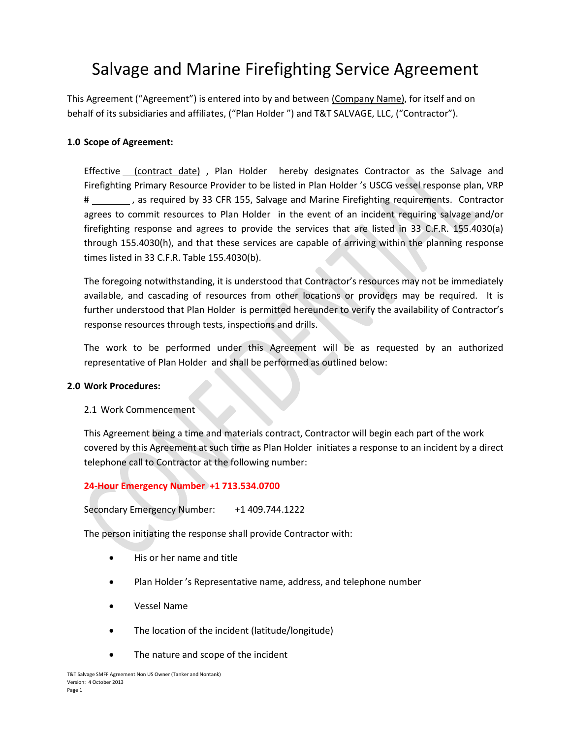# Salvage and Marine Firefighting Service Agreement

This Agreement ("Agreement") is entered into by and between (Company Name), for itself and on behalf of its subsidiaries and affiliates, ("Plan Holder ") and T&T SALVAGE, LLC, ("Contractor").

**1.0 Scope of Agreement:**

Effective (contract date), Plan Holder hereby designates Contractor as the Salvage and Firefighting Primary Resource Provider to be listed in Plan Holder 's USCG vessel response plan, VRP # ________ , as required by 33 CFR 155, Salvage and Marine Firefighting requirements. Contractor agrees to commit resources to Plan Holder in the event of an incident requiring salvage and/or firefighting response and agrees to provide the services that are listed in 33 C.F.R. 155.4030(a) through 155.4030(h), and that these services are capable of arriving within the planning response times listed in 33 C.F.R. Table 155.4030(b).

The foregoing notwithstanding, it is understood that Contractor's resources may not be immediately available, and cascading of resources from other locations or providers may be required. It is further understood that Plan Holder is permitted hereunder to verify the availability of Contractor's response resources through tests, inspections and drills.

The work to be performed under this Agreement will be as requested by an authorized representative of Plan Holder and shall be performed as outlined below:

**2.0 Work Procedures:**

2.1 Work Commencement

This Agreement being a time and materials contract, Contractor will begin each part of the work covered by this Agreement at such time as Plan Holder initiates a response to an incident by a direct telephone call to Contractor at the following number:

**24-Hour Emergency Number +1 713.534.0700**

Secondary Emergency Number: +1 409.744.1222

The person initiating the response shall provide Contractor with:

- His or her name and title
- Plan Holder 's Representative name, address, and telephone number
- Vessel Name
- The location of the incident (latitude/longitude)
- The nature and scope of the incident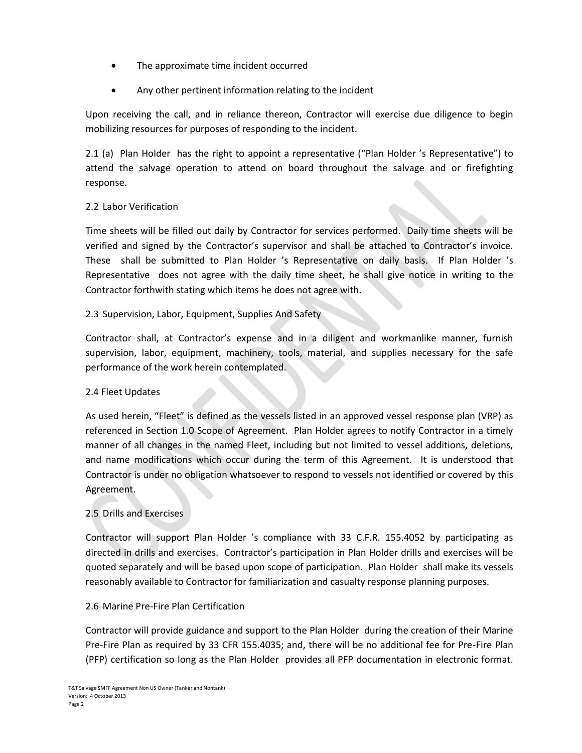- The approximate time incident occurred
- Any other pertinent information relating to the incident

Upon receiving the call, and in reliance thereon, Contractor will exercise due diligence to begin mobilizing resources for purposes of responding to the incident.

2.1 (a) Plan Holder has the right to appoint a representative ("Plan Holder 's Representative") to attend the salvage operation to attend on board throughout the salvage and or firefighting response.

2.2 Labor Verification

Time sheets will be filled out daily by Contractor for services performed. Daily time sheets will be verified and signed by the Contractor's supervisor and shall be attached to Contractor's invoice. These shall be submitted to Plan Holder 's Representative on daily basis. If Plan Holder 's Representative does not agree with the daily time sheet, he shall give notice in writing to the Contractor forthwith stating which items he does not agree with.

2.3 Supervision, Labor, Equipment, Supplies And Safety

Contractor shall, at Contractor's expense and in a diligent and workmanlike manner, furnish supervision, labor, equipment, machinery, tools, material, and supplies necessary for the safe performance of the work herein contemplated.

2.4 Fleet Updates

As used herein, "Fleet" is defined as the vessels listed in an approved vessel response plan (VRP) as referenced in Section 1.0 Scope of Agreement. Plan Holder agrees to notify Contractor in a timely manner of all changes in the named Fleet, including but not limited to vessel additions, deletions, and name modifications which occur during the term of this Agreement. It is understood that Contractor is under no obligation whatsoever to respond to vessels not identified or covered by this Agreement.

2.5 Drills and Exercises

Contractor will support Plan Holder 's compliance with 33 C.F.R. 155.4052 by participating as directed in drills and exercises. Contractor's participation in Plan Holder drills and exercises will be quoted separately and will be based upon scope of participation. Plan Holder shall make its vessels reasonably available to Contractor for familiarization and casualty response planning purposes.

2.6 Marine Pre-Fire Plan Certification

Contractor will provide guidance and support to the Plan Holder during the creation of their Marine Pre-Fire Plan as required by 33 CFR 155.4035; and, there will be no additional fee for Pre-Fire Plan (PFP) certification so long as the Plan Holder provides all PFP documentation in electronic format.

T&T Salvage SMFF Agreement Non US Owner (Tanker and Nontank)
Version: 4 October 2013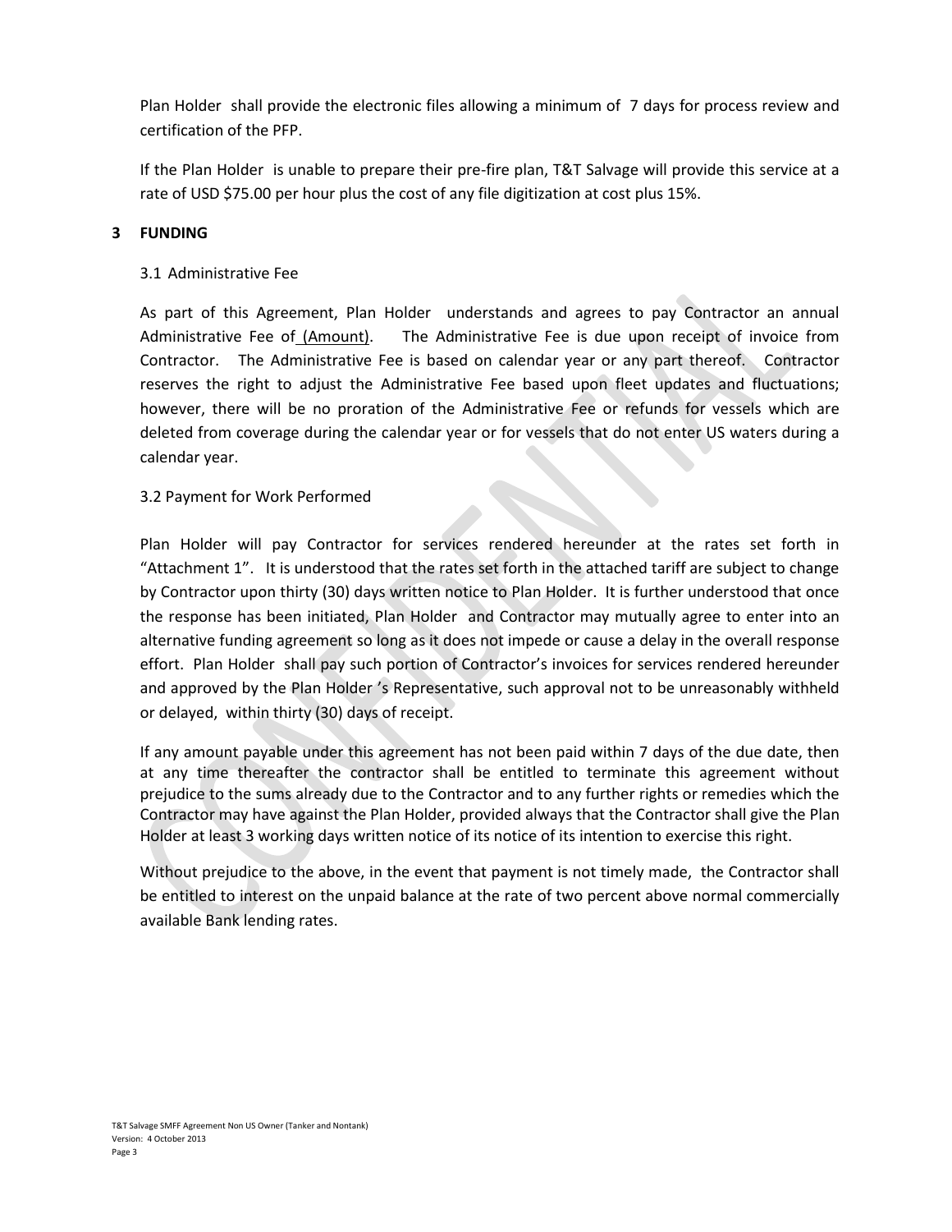Plan Holder shall provide the electronic files allowing a minimum of 7 days for process review and certification of the PFP.

If the Plan Holder is unable to prepare their pre-fire plan, T&T Salvage will provide this service at a rate of USD $75.00 per hour plus the cost of any file digitization at cost plus 15%.

## 3 FUNDING

### 3.1 Administrative Fee

As part of this Agreement, Plan Holder understands and agrees to pay Contractor an annual Administrative Fee of (Amount). The Administrative Fee is due upon receipt of invoice from Contractor. The Administrative Fee is based on calendar year or any part thereof. Contractor reserves the right to adjust the Administrative Fee based upon fleet updates and fluctuations; however, there will be no proration of the Administrative Fee or refunds for vessels which are deleted from coverage during the calendar year or for vessels that do not enter US waters during a calendar year.

### 3.2 Payment for Work Performed

Plan Holder will pay Contractor for services rendered hereunder at the rates set forth in "Attachment 1". It is understood that the rates set forth in the attached tariff are subject to change by Contractor upon thirty (30) days written notice to Plan Holder. It is further understood that once the response has been initiated, Plan Holder and Contractor may mutually agree to enter into an alternative funding agreement so long as it does not impede or cause a delay in the overall response effort. Plan Holder shall pay such portion of Contractor's invoices for services rendered hereunder and approved by the Plan Holder 's Representative, such approval not to be unreasonably withheld or delayed, within thirty (30) days of receipt.

If any amount payable under this agreement has not been paid within 7 days of the due date, then at any time thereafter the contractor shall be entitled to terminate this agreement without prejudice to the sums already due to the Contractor and to any further rights or remedies which the Contractor may have against the Plan Holder, provided always that the Contractor shall give the Plan Holder at least 3 working days written notice of its notice of its intention to exercise this right.

Without prejudice to the above, in the event that payment is not timely made, the Contractor shall be entitled to interest on the unpaid balance at the rate of two percent above normal commercially available Bank lending rates.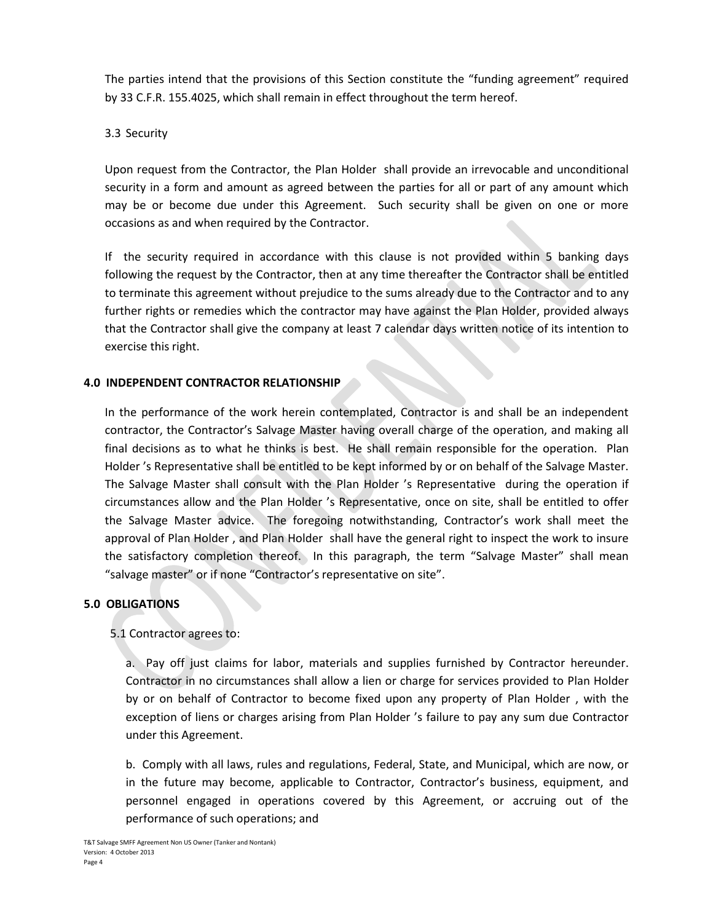The parties intend that the provisions of this Section constitute the "funding agreement" required by 33 C.F.R. 155.4025, which shall remain in effect throughout the term hereof.

3.3 Security

Upon request from the Contractor, the Plan Holder shall provide an irrevocable and unconditional security in a form and amount as agreed between the parties for all or part of any amount which may be or become due under this Agreement. Such security shall be given on one or more occasions as and when required by the Contractor.

If the security required in accordance with this clause is not provided within 5 banking days following the request by the Contractor, then at any time thereafter the Contractor shall be entitled to terminate this agreement without prejudice to the sums already due to the Contractor and to any further rights or remedies which the contractor may have against the Plan Holder, provided always that the Contractor shall give the company at least 7 calendar days written notice of its intention to exercise this right.

## 4.0 INDEPENDENT CONTRACTOR RELATIONSHIP

In the performance of the work herein contemplated, Contractor is and shall be an independent contractor, the Contractor's Salvage Master having overall charge of the operation, and making all final decisions as to what he thinks is best. He shall remain responsible for the operation. Plan Holder 's Representative shall be entitled to be kept informed by or on behalf of the Salvage Master. The Salvage Master shall consult with the Plan Holder 's Representative during the operation if circumstances allow and the Plan Holder 's Representative, once on site, shall be entitled to offer the Salvage Master advice. The foregoing notwithstanding, Contractor's work shall meet the approval of Plan Holder , and Plan Holder shall have the general right to inspect the work to insure the satisfactory completion thereof. In this paragraph, the term "Salvage Master" shall mean "salvage master" or if none "Contractor's representative on site".

## 5.0 OBLIGATIONS

5.1 Contractor agrees to:

a. Pay off just claims for labor, materials and supplies furnished by Contractor hereunder. Contractor in no circumstances shall allow a lien or charge for services provided to Plan Holder by or on behalf of Contractor to become fixed upon any property of Plan Holder , with the exception of liens or charges arising from Plan Holder 's failure to pay any sum due Contractor under this Agreement.

b. Comply with all laws, rules and regulations, Federal, State, and Municipal, which are now, or in the future may become, applicable to Contractor, Contractor's business, equipment, and personnel engaged in operations covered by this Agreement, or accruing out of the performance of such operations; and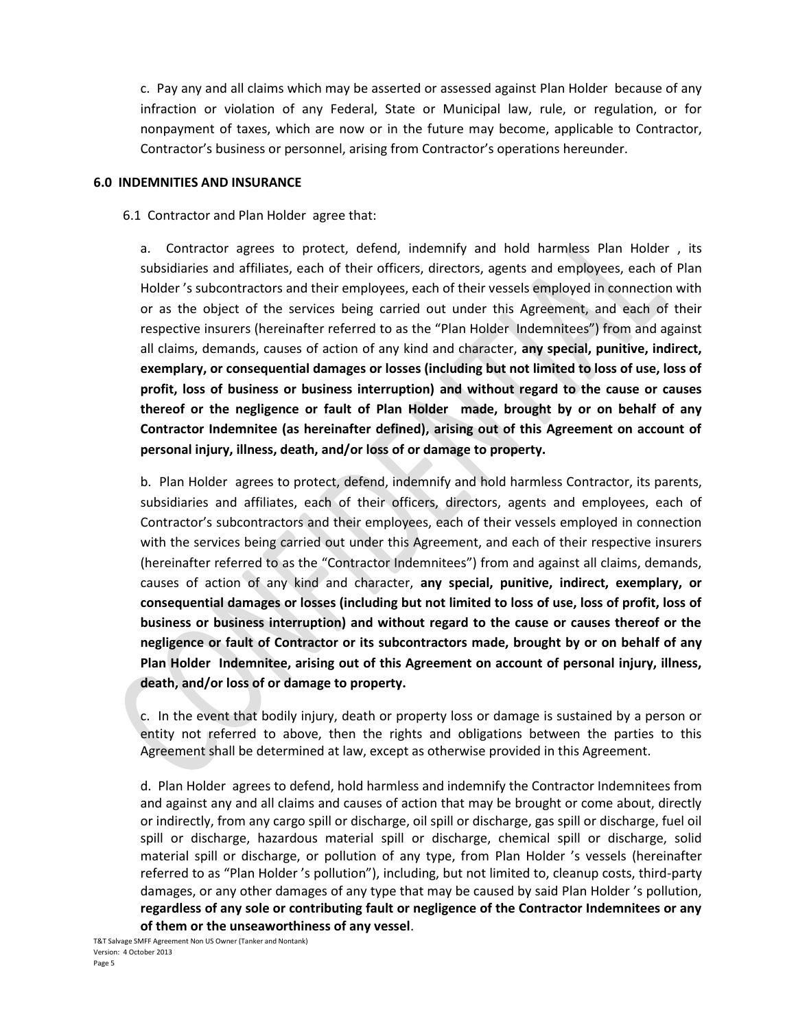c. Pay any and all claims which may be asserted or assessed against Plan Holder because of any infraction or violation of any Federal, State or Municipal law, rule, or regulation, or for nonpayment of taxes, which are now or in the future may become, applicable to Contractor, Contractor's business or personnel, arising from Contractor's operations hereunder.

**6.0 INDEMNITIES AND INSURANCE**

6.1 Contractor and Plan Holder agree that:

a. Contractor agrees to protect, defend, indemnify and hold harmless Plan Holder , its subsidiaries and affiliates, each of their officers, directors, agents and employees, each of Plan Holder 's subcontractors and their employees, each of their vessels employed in connection with or as the object of the services being carried out under this Agreement, and each of their respective insurers (hereinafter referred to as the "Plan Holder Indemnitees") from and against all claims, demands, causes of action of any kind and character, **any special, punitive, indirect, exemplary, or consequential damages or losses (including but not limited to loss of use, loss of profit, loss of business or business interruption) and without regard to the cause or causes thereof or the negligence or fault of Plan Holder made, brought by or on behalf of any Contractor Indemnitee (as hereinafter defined), arising out of this Agreement on account of personal injury, illness, death, and/or loss of or damage to property.**

b. Plan Holder agrees to protect, defend, indemnify and hold harmless Contractor, its parents, subsidiaries and affiliates, each of their officers, directors, agents and employees, each of Contractor's subcontractors and their employees, each of their vessels employed in connection with the services being carried out under this Agreement, and each of their respective insurers (hereinafter referred to as the "Contractor Indemnitees") from and against all claims, demands, causes of action of any kind and character, **any special, punitive, indirect, exemplary, or consequential damages or losses (including but not limited to loss of use, loss of profit, loss of business or business interruption) and without regard to the cause or causes thereof or the negligence or fault of Contractor or its subcontractors made, brought by or on behalf of any Plan Holder Indemnitee, arising out of this Agreement on account of personal injury, illness, death, and/or loss of or damage to property.**

c. In the event that bodily injury, death or property loss or damage is sustained by a person or entity not referred to above, then the rights and obligations between the parties to this Agreement shall be determined at law, except as otherwise provided in this Agreement.

d. Plan Holder agrees to defend, hold harmless and indemnify the Contractor Indemnitees from and against any and all claims and causes of action that may be brought or come about, directly or indirectly, from any cargo spill or discharge, oil spill or discharge, gas spill or discharge, fuel oil spill or discharge, hazardous material spill or discharge, chemical spill or discharge, solid material spill or discharge, or pollution of any type, from Plan Holder 's vessels (hereinafter referred to as "Plan Holder 's pollution"), including, but not limited to, cleanup costs, third-party damages, or any other damages of any type that may be caused by said Plan Holder 's pollution, **regardless of any sole or contributing fault or negligence of the Contractor Indemnitees or any of them or the unseaworthiness of any vessel**.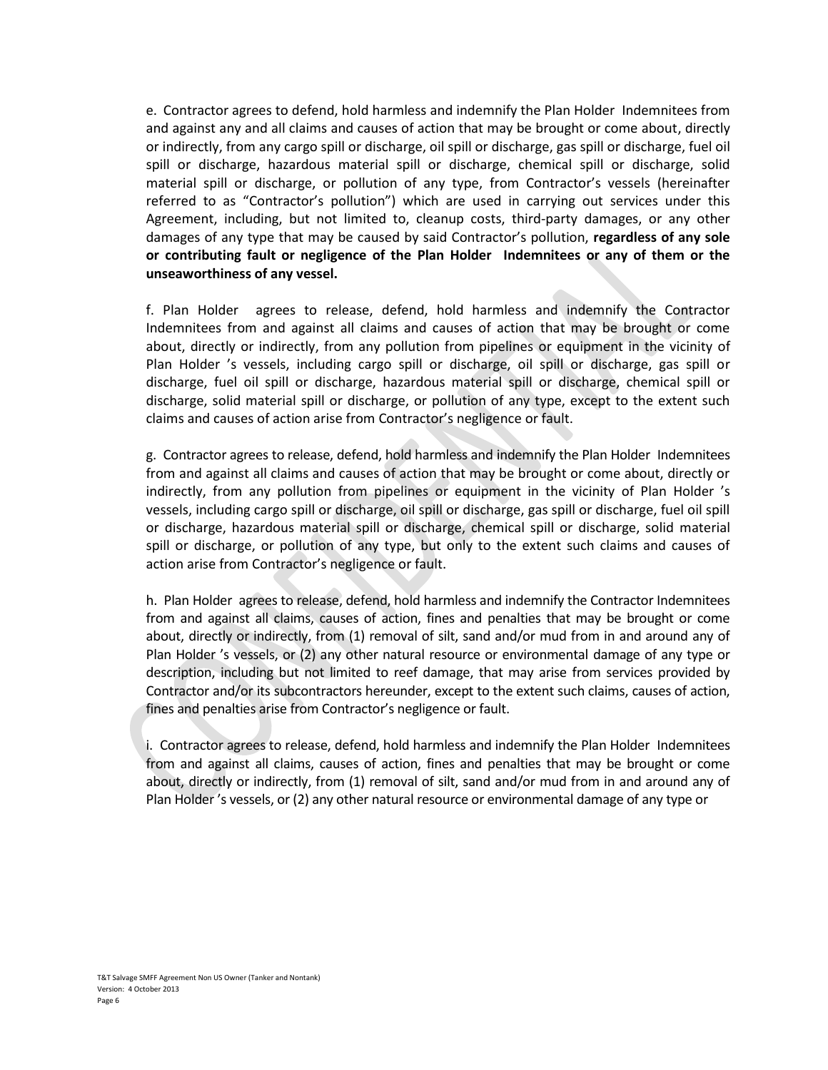e. Contractor agrees to defend, hold harmless and indemnify the Plan Holder Indemnitees from and against any and all claims and causes of action that may be brought or come about, directly or indirectly, from any cargo spill or discharge, oil spill or discharge, gas spill or discharge, fuel oil spill or discharge, hazardous material spill or discharge, chemical spill or discharge, solid material spill or discharge, or pollution of any type, from Contractor's vessels (hereinafter referred to as "Contractor's pollution") which are used in carrying out services under this Agreement, including, but not limited to, cleanup costs, third-party damages, or any other damages of any type that may be caused by said Contractor's pollution, **regardless of any sole or contributing fault or negligence of the Plan Holder Indemnitees or any of them or the unseaworthiness of any vessel.**

f. Plan Holder agrees to release, defend, hold harmless and indemnify the Contractor Indemnitees from and against all claims and causes of action that may be brought or come about, directly or indirectly, from any pollution from pipelines or equipment in the vicinity of Plan Holder 's vessels, including cargo spill or discharge, oil spill or discharge, gas spill or discharge, fuel oil spill or discharge, hazardous material spill or discharge, chemical spill or discharge, solid material spill or discharge, or pollution of any type, except to the extent such claims and causes of action arise from Contractor's negligence or fault.

g. Contractor agrees to release, defend, hold harmless and indemnify the Plan Holder Indemnitees from and against all claims and causes of action that may be brought or come about, directly or indirectly, from any pollution from pipelines or equipment in the vicinity of Plan Holder 's vessels, including cargo spill or discharge, oil spill or discharge, gas spill or discharge, fuel oil spill or discharge, hazardous material spill or discharge, chemical spill or discharge, solid material spill or discharge, or pollution of any type, but only to the extent such claims and causes of action arise from Contractor's negligence or fault.

h. Plan Holder agrees to release, defend, hold harmless and indemnify the Contractor Indemnitees from and against all claims, causes of action, fines and penalties that may be brought or come about, directly or indirectly, from (1) removal of silt, sand and/or mud from in and around any of Plan Holder 's vessels, or (2) any other natural resource or environmental damage of any type or description, including but not limited to reef damage, that may arise from services provided by Contractor and/or its subcontractors hereunder, except to the extent such claims, causes of action, fines and penalties arise from Contractor's negligence or fault.

i. Contractor agrees to release, defend, hold harmless and indemnify the Plan Holder Indemnitees from and against all claims, causes of action, fines and penalties that may be brought or come about, directly or indirectly, from (1) removal of silt, sand and/or mud from in and around any of Plan Holder 's vessels, or (2) any other natural resource or environmental damage of any type or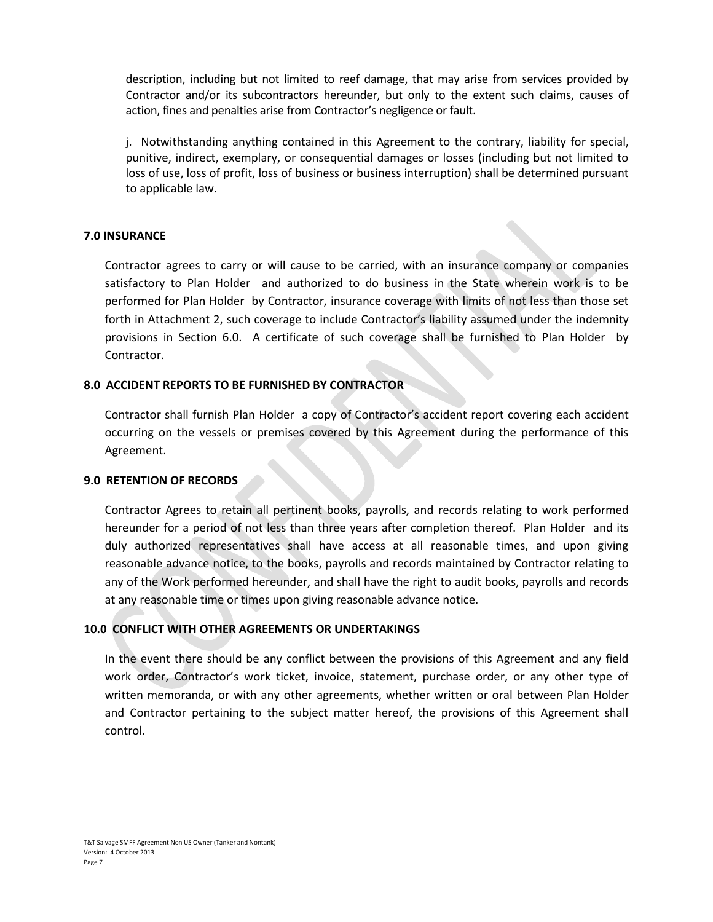description, including but not limited to reef damage, that may arise from services provided by Contractor and/or its subcontractors hereunder, but only to the extent such claims, causes of action, fines and penalties arise from Contractor's negligence or fault.

j. Notwithstanding anything contained in this Agreement to the contrary, liability for special, punitive, indirect, exemplary, or consequential damages or losses (including but not limited to loss of use, loss of profit, loss of business or business interruption) shall be determined pursuant to applicable law.

**7.0 INSURANCE**

Contractor agrees to carry or will cause to be carried, with an insurance company or companies satisfactory to Plan Holder and authorized to do business in the State wherein work is to be performed for Plan Holder by Contractor, insurance coverage with limits of not less than those set forth in Attachment 2, such coverage to include Contractor's liability assumed under the indemnity provisions in Section 6.0. A certificate of such coverage shall be furnished to Plan Holder by Contractor.

**8.0 ACCIDENT REPORTS TO BE FURNISHED BY CONTRACTOR**

Contractor shall furnish Plan Holder a copy of Contractor's accident report covering each accident occurring on the vessels or premises covered by this Agreement during the performance of this Agreement.

**9.0 RETENTION OF RECORDS**

Contractor Agrees to retain all pertinent books, payrolls, and records relating to work performed hereunder for a period of not less than three years after completion thereof. Plan Holder and its duly authorized representatives shall have access at all reasonable times, and upon giving reasonable advance notice, to the books, payrolls and records maintained by Contractor relating to any of the Work performed hereunder, and shall have the right to audit books, payrolls and records at any reasonable time or times upon giving reasonable advance notice.

**10.0 CONFLICT WITH OTHER AGREEMENTS OR UNDERTAKINGS**

In the event there should be any conflict between the provisions of this Agreement and any field work order, Contractor's work ticket, invoice, statement, purchase order, or any other type of written memoranda, or with any other agreements, whether written or oral between Plan Holder and Contractor pertaining to the subject matter hereof, the provisions of this Agreement shall control.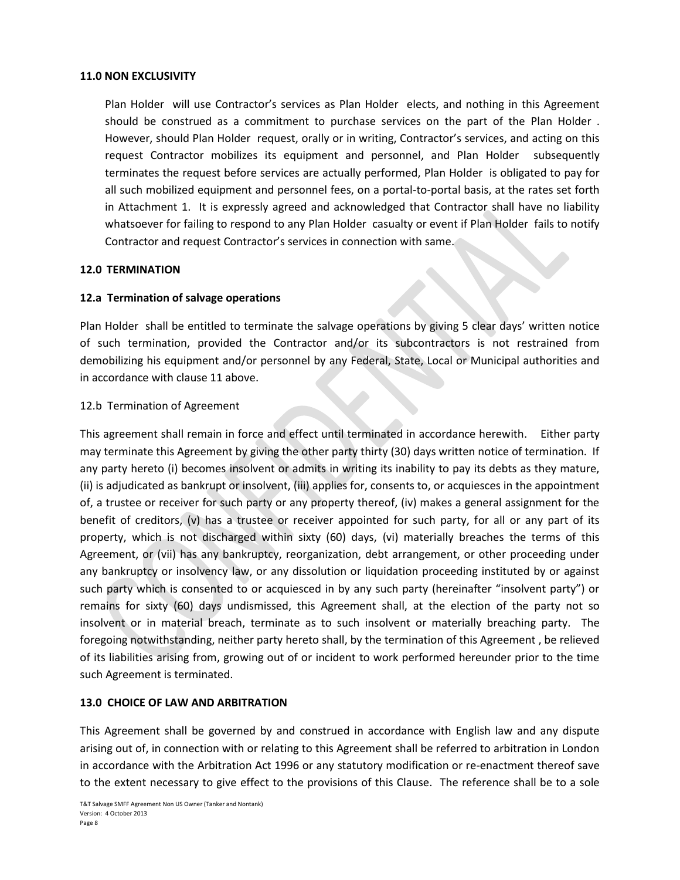**11.0 NON EXCLUSIVITY**

Plan Holder will use Contractor's services as Plan Holder elects, and nothing in this Agreement should be construed as a commitment to purchase services on the part of the Plan Holder . However, should Plan Holder request, orally or in writing, Contractor's services, and acting on this request Contractor mobilizes its equipment and personnel, and Plan Holder subsequently terminates the request before services are actually performed, Plan Holder is obligated to pay for all such mobilized equipment and personnel fees, on a portal-to-portal basis, at the rates set forth in Attachment 1. It is expressly agreed and acknowledged that Contractor shall have no liability whatsoever for failing to respond to any Plan Holder casualty or event if Plan Holder fails to notify Contractor and request Contractor's services in connection with same.

**12.0 TERMINATION**

**12.a Termination of salvage operations**

Plan Holder shall be entitled to terminate the salvage operations by giving 5 clear days' written notice of such termination, provided the Contractor and/or its subcontractors is not restrained from demobilizing his equipment and/or personnel by any Federal, State, Local or Municipal authorities and in accordance with clause 11 above.

12.b Termination of Agreement

This agreement shall remain in force and effect until terminated in accordance herewith. Either party may terminate this Agreement by giving the other party thirty (30) days written notice of termination. If any party hereto (i) becomes insolvent or admits in writing its inability to pay its debts as they mature, (ii) is adjudicated as bankrupt or insolvent, (iii) applies for, consents to, or acquiesces in the appointment of, a trustee or receiver for such party or any property thereof, (iv) makes a general assignment for the benefit of creditors, (v) has a trustee or receiver appointed for such party, for all or any part of its property, which is not discharged within sixty (60) days, (vi) materially breaches the terms of this Agreement, or (vii) has any bankruptcy, reorganization, debt arrangement, or other proceeding under any bankruptcy or insolvency law, or any dissolution or liquidation proceeding instituted by or against such party which is consented to or acquiesced in by any such party (hereinafter "insolvent party") or remains for sixty (60) days undismissed, this Agreement shall, at the election of the party not so insolvent or in material breach, terminate as to such insolvent or materially breaching party. The foregoing notwithstanding, neither party hereto shall, by the termination of this Agreement , be relieved of its liabilities arising from, growing out of or incident to work performed hereunder prior to the time such Agreement is terminated.

**13.0 CHOICE OF LAW AND ARBITRATION**

This Agreement shall be governed by and construed in accordance with English law and any dispute arising out of, in connection with or relating to this Agreement shall be referred to arbitration in London in accordance with the Arbitration Act 1996 or any statutory modification or re-enactment thereof save to the extent necessary to give effect to the provisions of this Clause. The reference shall be to a sole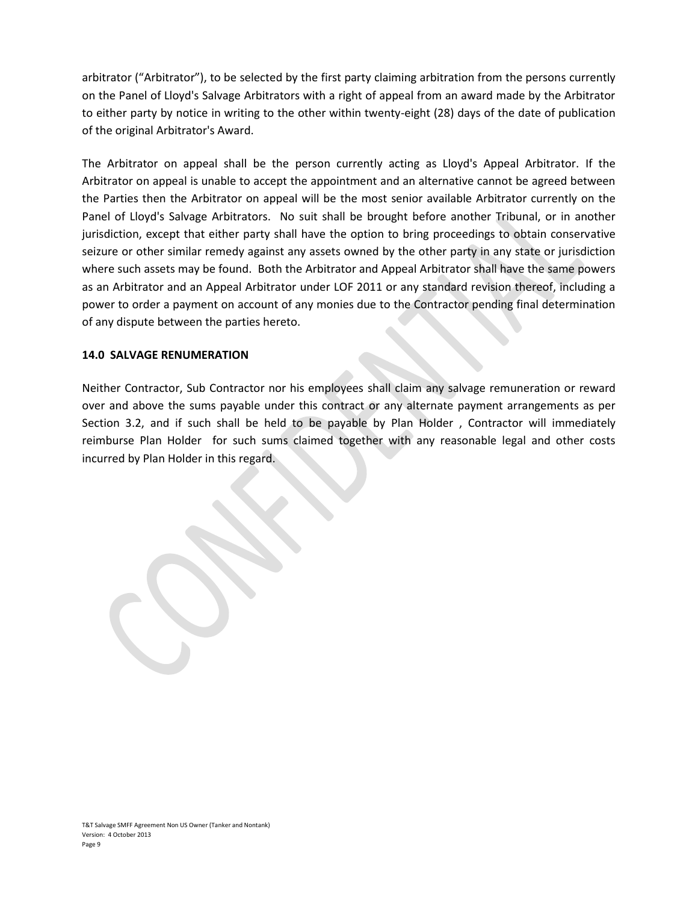arbitrator (“Arbitrator”), to be selected by the first party claiming arbitration from the persons currently on the Panel of Lloyd's Salvage Arbitrators with a right of appeal from an award made by the Arbitrator to either party by notice in writing to the other within twenty-eight (28) days of the date of publication of the original Arbitrator's Award.

The Arbitrator on appeal shall be the person currently acting as Lloyd's Appeal Arbitrator. If the Arbitrator on appeal is unable to accept the appointment and an alternative cannot be agreed between the Parties then the Arbitrator on appeal will be the most senior available Arbitrator currently on the Panel of Lloyd's Salvage Arbitrators. No suit shall be brought before another Tribunal, or in another jurisdiction, except that either party shall have the option to bring proceedings to obtain conservative seizure or other similar remedy against any assets owned by the other party in any state or jurisdiction where such assets may be found. Both the Arbitrator and Appeal Arbitrator shall have the same powers as an Arbitrator and an Appeal Arbitrator under LOF 2011 or any standard revision thereof, including a power to order a payment on account of any monies due to the Contractor pending final determination of any dispute between the parties hereto.

**14.0 SALVAGE RENUMERATION**

Neither Contractor, Sub Contractor nor his employees shall claim any salvage remuneration or reward over and above the sums payable under this contract or any alternate payment arrangements as per Section 3.2, and if such shall be held to be payable by Plan Holder , Contractor will immediately reimburse Plan Holder for such sums claimed together with any reasonable legal and other costs incurred by Plan Holder in this regard.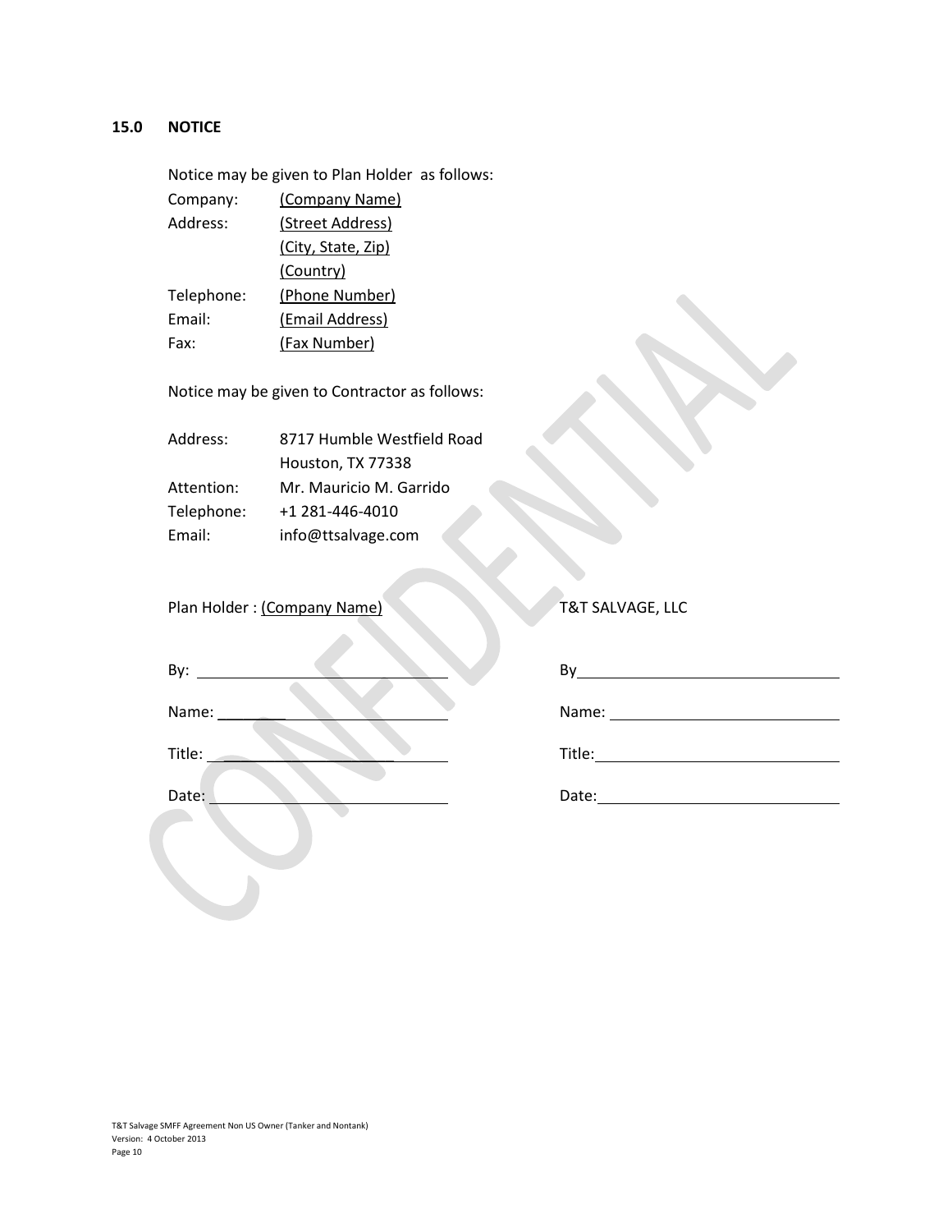## 15.0 NOTICE

Notice may be given to Plan Holder as follows:

Company: (Company Name)
Address: (Street Address)
(City, State, Zip)
(Country)
Telephone: (Phone Number)
Email: (Email Address)
Fax: (Fax Number)

Notice may be given to Contractor as follows:

Address: 8717 Humble Westfield Road
Houston, TX 77338
Attention: Mr. Mauricio M. Garrido
Telephone: +1 281-446-4010
Email: info@ttsalvage.com

| Plan Holder : (Company Name) | T&T SALVAGE, LLC |
|---|---|
| By: ______________________ | By______________________ |
| Name: ______________________ | Name: ______________________ |
| Title: ______________________ | Title: ______________________ |
| Date: ______________________ | Date: ______________________ |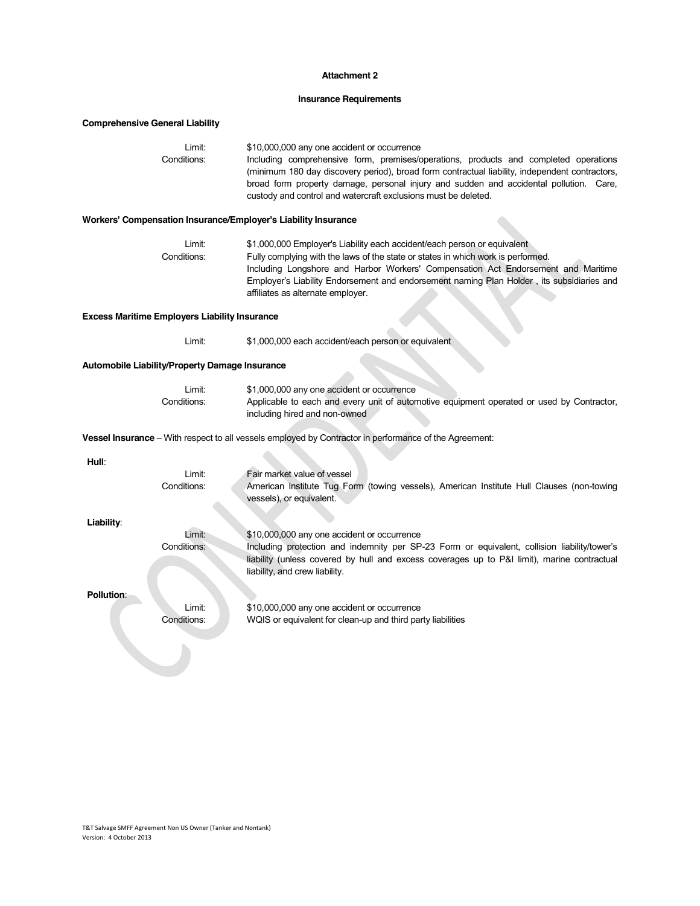# Attachment 2

## Insurance Requirements

**Comprehensive General Liability**

Limit: $10,000,000 any one accident or occurrence

Conditions: Including comprehensive form, premises/operations, products and completed operations (minimum 180 day discovery period), broad form contractual liability, independent contractors, broad form property damage, personal injury and sudden and accidental pollution. Care, custody and control and watercraft exclusions must be deleted.

**Workers' Compensation Insurance/Employer's Liability Insurance**

Limit: $1,000,000 Employer's Liability each accident/each person or equivalent

Conditions: Fully complying with the laws of the state or states in which work is performed. Including Longshore and Harbor Workers' Compensation Act Endorsement and Maritime Employer's Liability Endorsement and endorsement naming Plan Holder , its subsidiaries and affiliates as alternate employer.

**Excess Maritime Employers Liability Insurance**

Limit: $1,000,000 each accident/each person or equivalent

**Automobile Liability/Property Damage Insurance**

Limit: $1,000,000 any one accident or occurrence

Conditions: Applicable to each and every unit of automotive equipment operated or used by Contractor, including hired and non-owned

**Vessel Insurance** – With respect to all vessels employed by Contractor in performance of the Agreement:

**Hull**:

Limit: Fair market value of vessel

Conditions: American Institute Tug Form (towing vessels), American Institute Hull Clauses (non-towing vessels), or equivalent.

**Liability**:

Limit: $10,000,000 any one accident or occurrence

Conditions: Including protection and indemnity per SP-23 Form or equivalent, collision liability/tower's liability (unless covered by hull and excess coverages up to P&I limit), marine contractual liability, and crew liability.

**Pollution**:

Limit: $10,000,000 any one accident or occurrence

Conditions: WQIS or equivalent for clean-up and third party liabilities